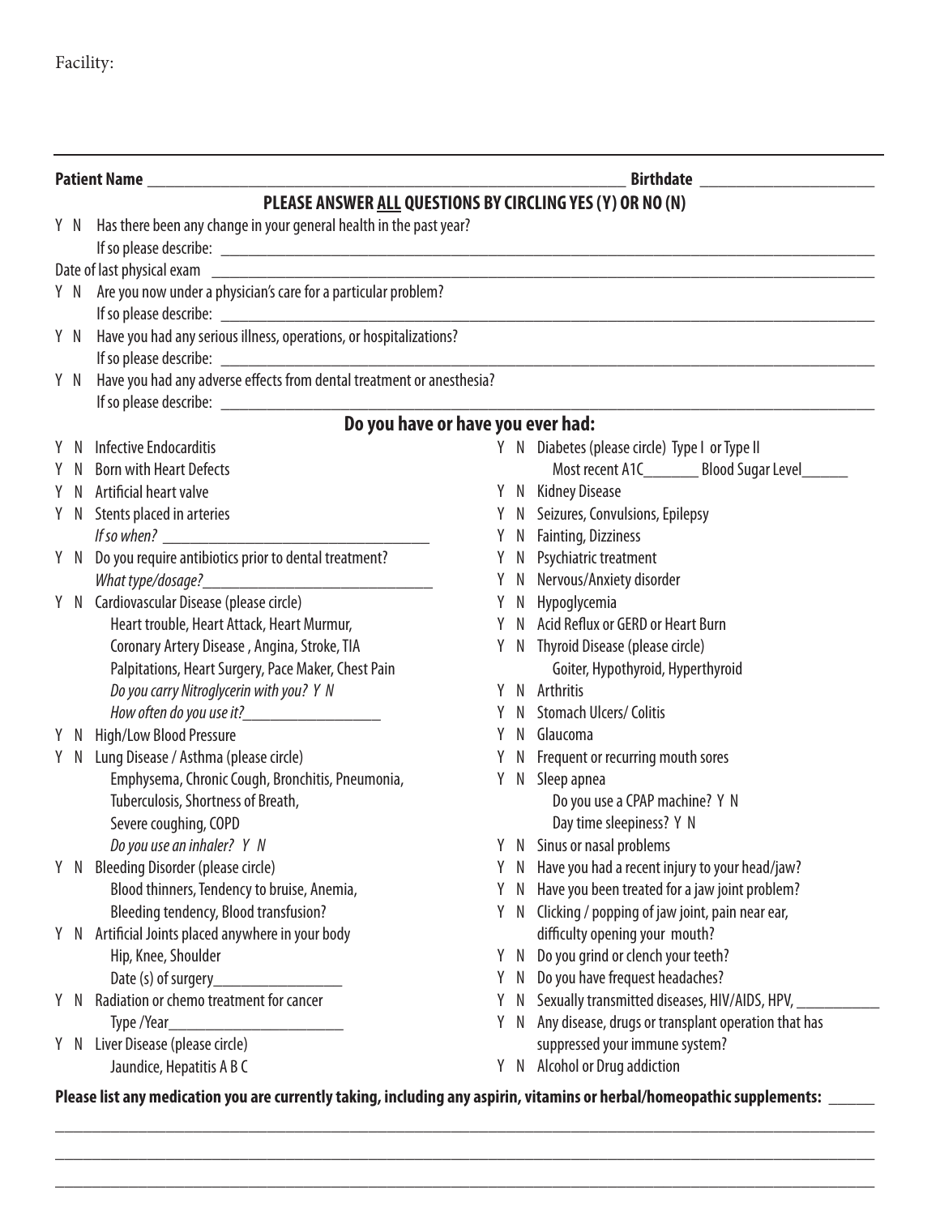Facility:

---

**Patient Name** ________________________________________ **Birthdate** ____________________

**PLEASE ANSWER ALL QUESTIONS BY CIRCLING YES (Y) OR NO (N)**

Y N Has there been any change in your general health in the past year?
If so please describe: ____________________________________________

Date of last physical exam ____________________________________________

Y N Are you now under a physician's care for a particular problem?
If so please describe: ____________________________________________

Y N Have you had any serious illness, operations, or hospitalizations?
If so please describe: ____________________________________________

Y N Have you had any adverse effects from dental treatment or anesthesia?
If so please describe: ____________________________________________

## Do you have or have you ever had:

- Y N Infective Endocarditis
- Y N Born with Heart Defects
- Y N Artificial heart valve
- Y N Stents placed in arteries
  *If so when?* ______________________
- Y N Do you require antibiotics prior to dental treatment?
  *What type/dosage?*______________________
- Y N Cardiovascular Disease (please circle)
  Heart trouble, Heart Attack, Heart Murmur,
  Coronary Artery Disease , Angina, Stroke, TIA
  Palpitations, Heart Surgery, Pace Maker, Chest Pain
  *Do you carry Nitroglycerin with you? Y N*
  *How often do you use it?*______________
- Y N High/Low Blood Pressure
- Y N Lung Disease / Asthma (please circle)
  Emphysema, Chronic Cough, Bronchitis, Pneumonia,
  Tuberculosis, Shortness of Breath,
  Severe coughing, COPD
  *Do you use an inhaler? Y N*
- Y N Bleeding Disorder (please circle)
  Blood thinners, Tendency to bruise, Anemia,
  Bleeding tendency, Blood transfusion?
- Y N Artificial Joints placed anywhere in your body
  Hip, Knee, Shoulder
  Date (s) of surgery______________
- Y N Radiation or chemo treatment for cancer
  Type /Year__________________
- Y N Liver Disease (please circle)
  Jaundice, Hepatitis A B C
- Y N Diabetes (please circle) Type I or Type II
  Most recent A1C_______ Blood Sugar Level______
- Y N Kidney Disease
- Y N Seizures, Convulsions, Epilepsy
- Y N Fainting, Dizziness
- Y N Psychiatric treatment
- Y N Nervous/Anxiety disorder
- Y N Hypoglycemia
- Y N Acid Reflux or GERD or Heart Burn
- Y N Thyroid Disease (please circle)
  Goiter, Hypothyroid, Hyperthyroid
- Y N Arthritis
- Y N Stomach Ulcers/ Colitis
- Y N Glaucoma
- Y N Frequent or recurring mouth sores
- Y N Sleep apnea
  Do you use a CPAP machine? Y N
  Day time sleepiness? Y N
- Y N Sinus or nasal problems
- Y N Have you had a recent injury to your head/jaw?
- Y N Have you been treated for a jaw joint problem?
- Y N Clicking / popping of jaw joint, pain near ear, difficulty opening your mouth?
- Y N Do you grind or clench your teeth?
- Y N Do you have frequest headaches?
- Y N Sexually transmitted diseases, HIV/AIDS, HPV, __________
- Y N Any disease, drugs or transplant operation that has suppressed your immune system?
- Y N Alcohol or Drug addiction

**Please list any medication you are currently taking, including any aspirin, vitamins or herbal/homeopathic supplements:** ______

____________________________________________

____________________________________________

____________________________________________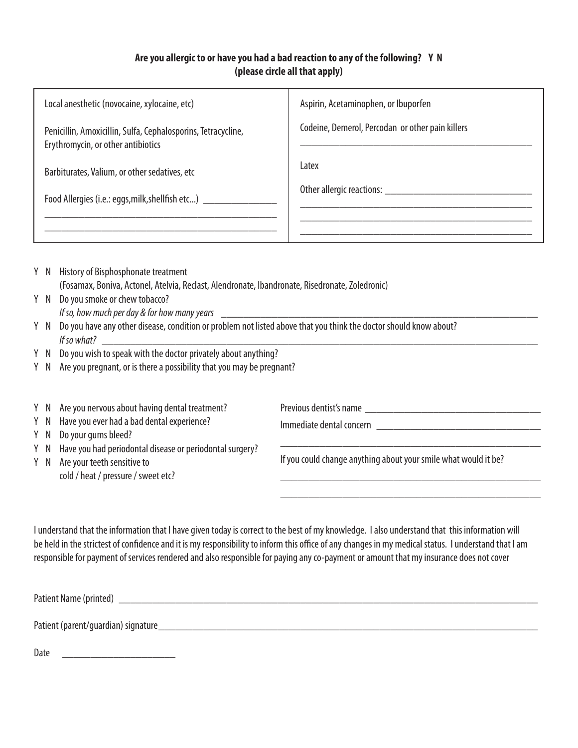**Are you allergic to or have you had a bad reaction to any of the following? Y N**
**(please circle all that apply)**

| | |
|---|---|
| Local anesthetic (novocaine, xylocaine, etc) | Aspirin, Acetaminophen, or Ibuporfen |
| Penicillin, Amoxicillin, Sulfa, Cephalosporins, Tetracycline, Erythromycin, or other antibiotics | Codeine, Demerol, Percodan or other pain killers ____________ |
| Barbiturates, Valium, or other sedatives, etc | Latex |
| Food Allergies (i.e.: eggs,milk,shellfish etc...) ____________ | Other allergic reactions: ____________ |

Y N History of Bisphosphonate treatment
(Fosamax, Boniva, Actonel, Atelvia, Reclast, Alendronate, Ibandronate, Risedronate, Zoledronic)

Y N Do you smoke or chew tobacco?
*If so, how much per day & for how many years* ____________

Y N Do you have any other disease, condition or problem not listed above that you think the doctor should know about?
*If so what?* ____________

Y N Do you wish to speak with the doctor privately about anything?

Y N Are you pregnant, or is there a possibility that you may be pregnant?

Y N Are you nervous about having dental treatment?

Y N Have you ever had a bad dental experience?

Y N Do your gums bleed?

Y N Have you had periodontal disease or periodontal surgery?

Y N Are your teeth sensitive to
cold / heat / pressure / sweet etc?

Previous dentist's name ____________

Immediate dental concern ____________

If you could change anything about your smile what would it be?
____________

I understand that the information that I have given today is correct to the best of my knowledge. I also understand that this information will be held in the strictest of confidence and it is my responsibility to inform this office of any changes in my medical status. I understand that I am responsible for payment of services rendered and also responsible for paying any co-payment or amount that my insurance does not cover

Patient Name (printed) ____________

Patient (parent/guardian) signature ____________

Date ____________